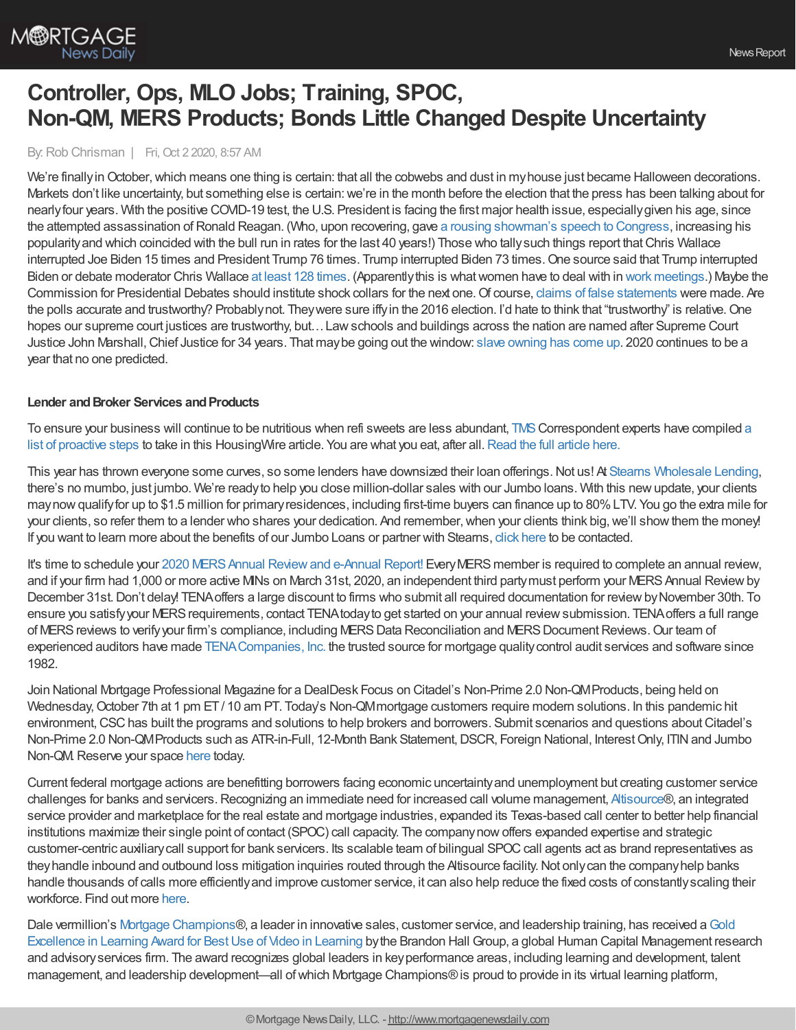# Controller, Ops, MLO Jobs; Training, SPOC, Non-QM, MERS Products; Bonds Little Changed Despite Uncertainty

By: Rob Chrisman | Fri, Oct 2 2020, 8:57 AM

We're finally in October, which means one thing is certain: that all the cobwebs and dust in my house just became Halloween decorations. Markets don't like uncertainty, but something else is certain: we're in the month before the election that the press has been talking about for nearly four years. With the positive COVID-19 test, the U.S. President is facing the first major health issue, especially given his age, since the attempted assassination of Ronald Reagan. (Who, upon recovering, gave a rousing showman's speech to Congress, increasing his popularity and which coincided with the bull run in rates for the last 40 years!) Those who tally such things report that Chris Wallace interrupted Joe Biden 15 times and President Trump 76 times. Trump interrupted Biden 73 times. One source said that Trump interrupted Biden or debate moderator Chris Wallace at least 128 times. (Apparently this is what women have to deal with in work meetings.) Maybe the Commission for Presidential Debates should institute shock collars for the next one. Of course, claims of false statements were made. Are the polls accurate and trustworthy? Probably not. They were sure iffy in the 2016 election. I'd hate to think that "trustworthy" is relative. One hopes our supreme court justices are trustworthy, but… Law schools and buildings across the nation are named after Supreme Court Justice John Marshall, Chief Justice for 34 years. That may be going out the window: slave owning has come up. 2020 continues to be a year that no one predicted.

**Lender and Broker Services and Products**

To ensure your business will continue to be nutritious when refi sweets are less abundant, TMS Correspondent experts have compiled a list of proactive steps to take in this HousingWire article. You are what you eat, after all. Read the full article here.

This year has thrown everyone some curves, so some lenders have downsized their loan offerings. Not us! At Stearns Wholesale Lending, there's no mumbo, just jumbo. We're ready to help you close million-dollar sales with our Jumbo loans. With this new update, your clients may now qualify for up to $1.5 million for primary residences, including first-time buyers can finance up to 80% LTV. You go the extra mile for your clients, so refer them to a lender who shares your dedication. And remember, when your clients think big, we'll show them the money! If you want to learn more about the benefits of our Jumbo Loans or partner with Stearns, click here to be contacted.

It's time to schedule your 2020 MERS Annual Review and e-Annual Report! Every MERS member is required to complete an annual review, and if your firm had 1,000 or more active MINs on March 31st, 2020, an independent third party must perform your MERS Annual Review by December 31st. Don't delay! TENA offers a large discount to firms who submit all required documentation for review by November 30th. To ensure you satisfy your MERS requirements, contact TENA today to get started on your annual review submission. TENA offers a full range of MERS reviews to verify your firm's compliance, including MERS Data Reconciliation and MERS Document Reviews. Our team of experienced auditors have made TENA Companies, Inc. the trusted source for mortgage quality control audit services and software since 1982.

Join National Mortgage Professional Magazine for a DealDesk Focus on Citadel's Non-Prime 2.0 Non-QM Products, being held on Wednesday, October 7th at 1 pm ET / 10 am PT. Today's Non-QM mortgage customers require modern solutions. In this pandemic hit environment, CSC has built the programs and solutions to help brokers and borrowers. Submit scenarios and questions about Citadel's Non-Prime 2.0 Non-QM Products such as ATR-in-Full, 12-Month Bank Statement, DSCR, Foreign National, Interest Only, ITIN and Jumbo Non-QM. Reserve your space here today.

Current federal mortgage actions are benefitting borrowers facing economic uncertainty and unemployment but creating customer service challenges for banks and servicers. Recognizing an immediate need for increased call volume management, Altisource®, an integrated service provider and marketplace for the real estate and mortgage industries, expanded its Texas-based call center to better help financial institutions maximize their single point of contact (SPOC) call capacity. The company now offers expanded expertise and strategic customer-centric auxiliary call support for bank servicers. Its scalable team of bilingual SPOC call agents act as brand representatives as they handle inbound and outbound loss mitigation inquiries routed through the Altisource facility. Not only can the company help banks handle thousands of calls more efficiently and improve customer service, it can also help reduce the fixed costs of constantly scaling their workforce. Find out more here.

Dale vermillion's Mortgage Champions®, a leader in innovative sales, customer service, and leadership training, has received a Gold Excellence in Learning Award for Best Use of Video in Learning by the Brandon Hall Group, a global Human Capital Management research and advisory services firm. The award recognizes global leaders in key performance areas, including learning and development, talent management, and leadership development—all of which Mortgage Champions® is proud to provide in its virtual learning platform,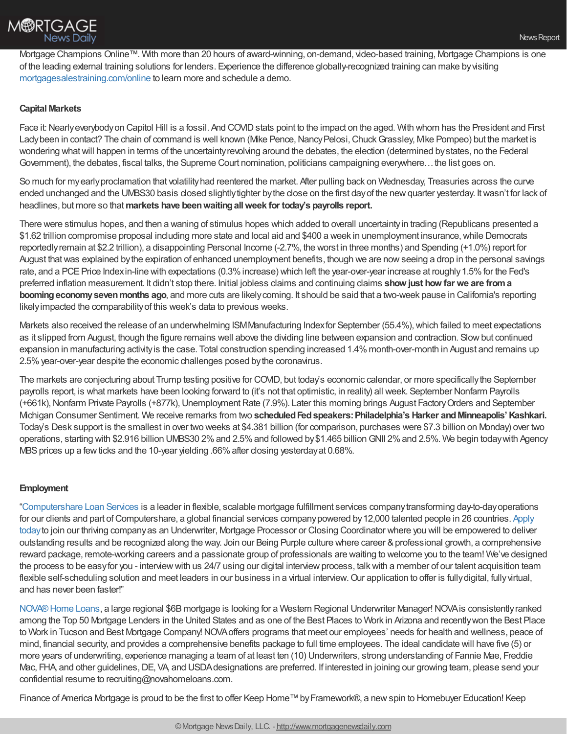Mortgage Champions Online™. With more than 20 hours of award-winning, on-demand, video-based training, Mortgage Champions is one of the leading external training solutions for lenders. Experience the difference globally-recognized training can make by visiting mortgagesalestraining.com/online to learn more and schedule a demo.

**Capital Markets**

Face it: Nearly everybody on Capitol Hill is a fossil. And COVID stats point to the impact on the aged. With whom has the President and First Lady been in contact? The chain of command is well known (Mike Pence, Nancy Pelosi, Chuck Grassley, Mike Pompeo) but the market is wondering what will happen in terms of the uncertainty revolving around the debates, the election (determined by states, no the Federal Government), the debates, fiscal talks, the Supreme Court nomination, politicians campaigning everywhere… the list goes on.

So much for my early proclamation that volatility had reentered the market. After pulling back on Wednesday, Treasuries across the curve ended unchanged and the UMBS30 basis closed slightly tighter by the close on the first day of the new quarter yesterday. It wasn't for lack of headlines, but more so that **markets have been waiting all week for today's payrolls report.**

There were stimulus hopes, and then a waning of stimulus hopes which added to overall uncertainty in trading (Republicans presented a $1.62 trillion compromise proposal including more state and local aid and $400 a week in unemployment insurance, while Democrats reportedly remain at $2.2 trillion), a disappointing Personal Income (-2.7%, the worst in three months) and Spending (+1.0%) report for August that was explained by the expiration of enhanced unemployment benefits, though we are now seeing a drop in the personal savings rate, and a PCE Price Index in-line with expectations (0.3% increase) which left the year-over-year increase at roughly 1.5% for the Fed's preferred inflation measurement. It didn't stop there. Initial jobless claims and continuing claims **show just how far we are from a booming economy seven months ago**, and more cuts are likely coming. It should be said that a two-week pause in California's reporting likely impacted the comparability of this week's data to previous weeks.

Markets also received the release of an underwhelming ISM Manufacturing Index for September (55.4%), which failed to meet expectations as it slipped from August, though the figure remains well above the dividing line between expansion and contraction. Slow but continued expansion in manufacturing activity is the case. Total construction spending increased 1.4% month-over-month in August and remains up 2.5% year-over-year despite the economic challenges posed by the coronavirus.

The markets are conjecturing about Trump testing positive for COVID, but today's economic calendar, or more specifically the September payrolls report, is what markets have been looking forward to (it's not that optimistic, in reality) all week. September Nonfarm Payrolls (+661k), Nonfarm Private Payrolls (+877k), Unemployment Rate (7.9%). Later this morning brings August Factory Orders and September Michigan Consumer Sentiment. We receive remarks from two **scheduled Fed speakers: Philadelphia's Harker and Minneapolis' Kashkari.** Today's Desk support is the smallest in over two weeks at $4.381 billion (for comparison, purchases were $7.3 billion on Monday) over two operations, starting with $2.916 billion UMBS30 2% and 2.5% and followed by $1.465 billion GNII 2% and 2.5%. We begin today with Agency MBS prices up a few ticks and the 10-year yielding .66% after closing yesterday at 0.68%.

**Employment**

"Computershare Loan Services is a leader in flexible, scalable mortgage fulfillment services company transforming day-to-day operations for our clients and part of Computershare, a global financial services company powered by 12,000 talented people in 26 countries. Apply today to join our thriving company as an Underwriter, Mortgage Processor or Closing Coordinator where you will be empowered to deliver outstanding results and be recognized along the way. Join our Being Purple culture where career & professional growth, a comprehensive reward package, remote-working careers and a passionate group of professionals are waiting to welcome you to the team! We've designed the process to be easy for you - interview with us 24/7 using our digital interview process, talk with a member of our talent acquisition team flexible self-scheduling solution and meet leaders in our business in a virtual interview. Our application to offer is fully digital, fully virtual, and has never been faster!"

NOVA® Home Loans, a large regional $6B mortgage is looking for a Western Regional Underwriter Manager! NOVA is consistently ranked among the Top 50 Mortgage Lenders in the United States and as one of the Best Places to Work in Arizona and recently won the Best Place to Work in Tucson and Best Mortgage Company! NOVA offers programs that meet our employees' needs for health and wellness, peace of mind, financial security, and provides a comprehensive benefits package to full time employees. The ideal candidate will have five (5) or more years of underwriting, experience managing a team of at least ten (10) Underwriters, strong understanding of Fannie Mae, Freddie Mac, FHA, and other guidelines, DE, VA, and USDA designations are preferred. If interested in joining our growing team, please send your confidential resume to recruiting@novahomeloans.com.

Finance of America Mortgage is proud to be the first to offer Keep Home™ by Framework®, a new spin to Homebuyer Education! Keep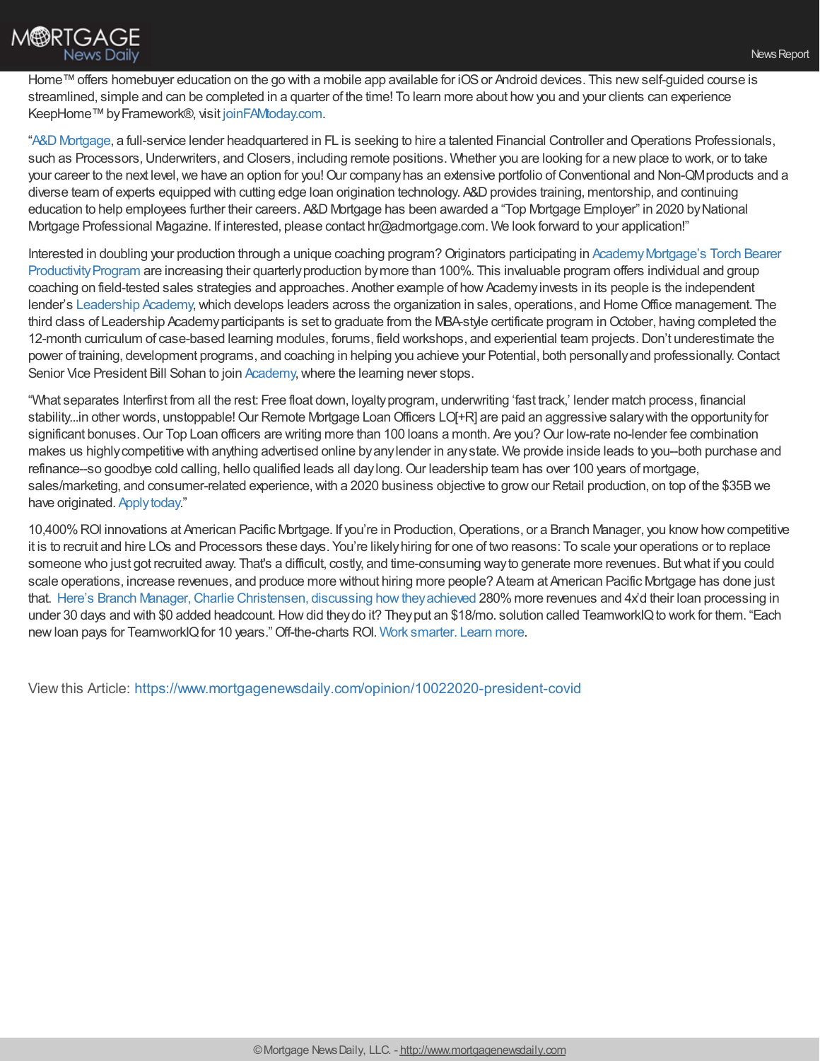Home™ offers homebuyer education on the go with a mobile app available for iOS or Android devices. This new self-guided course is streamlined, simple and can be completed in a quarter of the time! To learn more about how you and your clients can experience KeepHome™ by Framework®, visit joinFAMtoday.com.

"A&D Mortgage, a full-service lender headquartered in FL is seeking to hire a talented Financial Controller and Operations Professionals, such as Processors, Underwriters, and Closers, including remote positions. Whether you are looking for a new place to work, or to take your career to the next level, we have an option for you! Our company has an extensive portfolio of Conventional and Non-QM products and a diverse team of experts equipped with cutting edge loan origination technology. A&D provides training, mentorship, and continuing education to help employees further their careers. A&D Mortgage has been awarded a "Top Mortgage Employer" in 2020 by National Mortgage Professional Magazine. If interested, please contact hr@admortgage.com. We look forward to your application!"

Interested in doubling your production through a unique coaching program? Originators participating in Academy Mortgage's Torch Bearer Productivity Program are increasing their quarterly production by more than 100%. This invaluable program offers individual and group coaching on field-tested sales strategies and approaches. Another example of how Academy invests in its people is the independent lender's Leadership Academy, which develops leaders across the organization in sales, operations, and Home Office management. The third class of Leadership Academy participants is set to graduate from the MBA-style certificate program in October, having completed the 12-month curriculum of case-based learning modules, forums, field workshops, and experiential team projects. Don't underestimate the power of training, development programs, and coaching in helping you achieve your Potential, both personally and professionally. Contact Senior Vice President Bill Sohan to join Academy, where the learning never stops.

"What separates Interfirst from all the rest: Free float down, loyalty program, underwriting 'fast track,' lender match process, financial stability...in other words, unstoppable! Our Remote Mortgage Loan Officers LO[+R] are paid an aggressive salary with the opportunity for significant bonuses. Our Top Loan officers are writing more than 100 loans a month. Are you? Our low-rate no-lender fee combination makes us highly competitive with anything advertised online by any lender in any state. We provide inside leads to you--both purchase and refinance--so goodbye cold calling, hello qualified leads all day long. Our leadership team has over 100 years of mortgage, sales/marketing, and consumer-related experience, with a 2020 business objective to grow our Retail production, on top of the $35B we have originated. Apply today."

10,400% ROI innovations at American Pacific Mortgage. If you're in Production, Operations, or a Branch Manager, you know how competitive it is to recruit and hire LOs and Processors these days. You're likely hiring for one of two reasons: To scale your operations or to replace someone who just got recruited away. That's a difficult, costly, and time-consuming way to generate more revenues. But what if you could scale operations, increase revenues, and produce more without hiring more people? A team at American Pacific Mortgage has done just that. Here's Branch Manager, Charlie Christensen, discussing how they achieved 280% more revenues and 4x'd their loan processing in under 30 days and with $0 added headcount. How did they do it? They put an $18/mo. solution called TeamworkIQ to work for them. "Each new loan pays for TeamworkIQ for 10 years." Off-the-charts ROI. Work smarter. Learn more.

View this Article: https://www.mortgagenewsdaily.com/opinion/10022020-president-covid